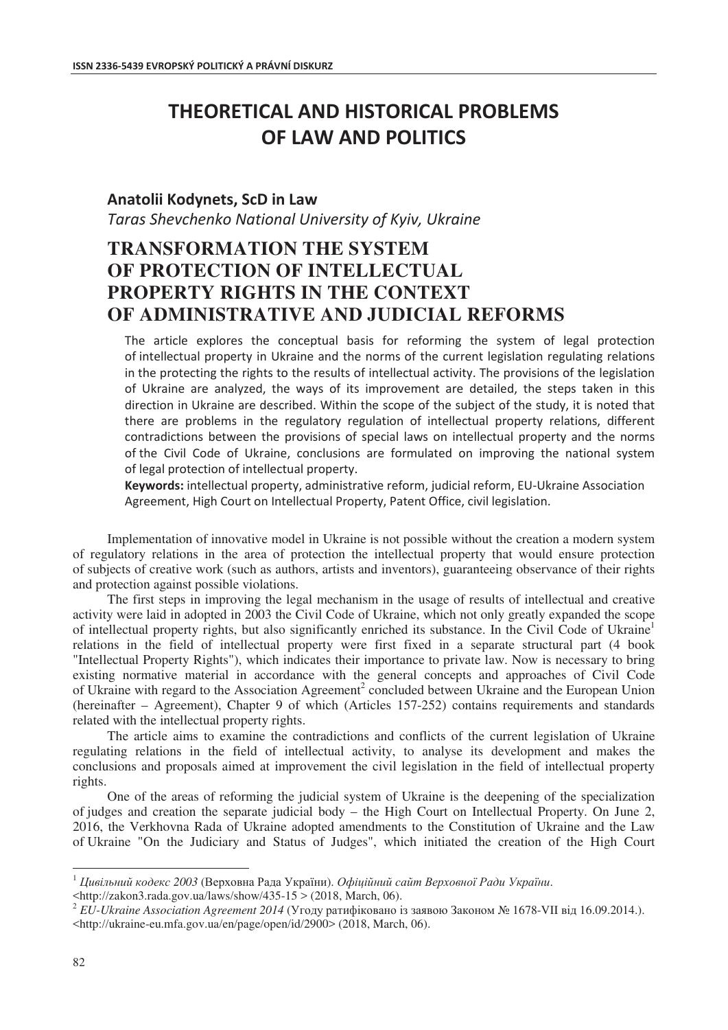# THEORETICAL AND HISTORICAL PROBLEMS OF LAW AND POLITICS

**Anatolii Kodynets, ScD in Law**

*Taras Shevchenko National University of Kyiv, Ukraine*

## TRANSFORMATION THE SYSTEM OF PROTECTION OF INTELLECTUAL PROPERTY RIGHTS IN THE CONTEXT OF ADMINISTRATIVE AND JUDICIAL REFORMS

The article explores the conceptual basis for reforming the system of legal protection of intellectual property in Ukraine and the norms of the current legislation regulating relations in the protecting the rights to the results of intellectual activity. The provisions of the legislation of Ukraine are analyzed, the ways of its improvement are detailed, the steps taken in this direction in Ukraine are described. Within the scope of the subject of the study, it is noted that there are problems in the regulatory regulation of intellectual property relations, different contradictions between the provisions of special laws on intellectual property and the norms of the Civil Code of Ukraine, conclusions are formulated on improving the national system of legal protection of intellectual property.

**Keywords:** intellectual property, administrative reform, judicial reform, EU-Ukraine Association Agreement, High Court on Intellectual Property, Patent Office, civil legislation.

Implementation of innovative model in Ukraine is not possible without the creation a modern system of regulatory relations in the area of protection the intellectual property that would ensure protection of subjects of creative work (such as authors, artists and inventors), guaranteeing observance of their rights and protection against possible violations.

The first steps in improving the legal mechanism in the usage of results of intellectual and creative activity were laid in adopted in 2003 the Civil Code of Ukraine, which not only greatly expanded the scope of intellectual property rights, but also significantly enriched its substance. In the Civil Code of Ukraine[1] relations in the field of intellectual property were first fixed in a separate structural part (4 book "Intellectual Property Rights"), which indicates their importance to private law. Now is necessary to bring existing normative material in accordance with the general concepts and approaches of Civil Code of Ukraine with regard to the Association Agreement[2] concluded between Ukraine and the European Union (hereinafter – Agreement), Chapter 9 of which (Articles 157-252) contains requirements and standards related with the intellectual property rights.

The article aims to examine the contradictions and conflicts of the current legislation of Ukraine regulating relations in the field of intellectual activity, to analyse its development and makes the conclusions and proposals aimed at improvement the civil legislation in the field of intellectual property rights.

One of the areas of reforming the judicial system of Ukraine is the deepening of the specialization of judges and creation the separate judicial body – the High Court on Intellectual Property. On June 2, 2016, the Verkhovna Rada of Ukraine adopted amendments to the Constitution of Ukraine and the Law of Ukraine "On the Judiciary and Status of Judges", which initiated the creation of the High Court

---

[1] *Цивільний кодекс 2003* (Верховна Рада України). *Офіційний сайт Верховної Ради України*. <http://zakon3.rada.gov.ua/laws/show/435-15 > (2018, March, 06).

[2] *EU-Ukraine Association Agreement 2014* (Угоду ратифіковано із заявою Законом № 1678-VII від 16.09.2014.). <http://ukraine-eu.mfa.gov.ua/en/page/open/id/2900> (2018, March, 06).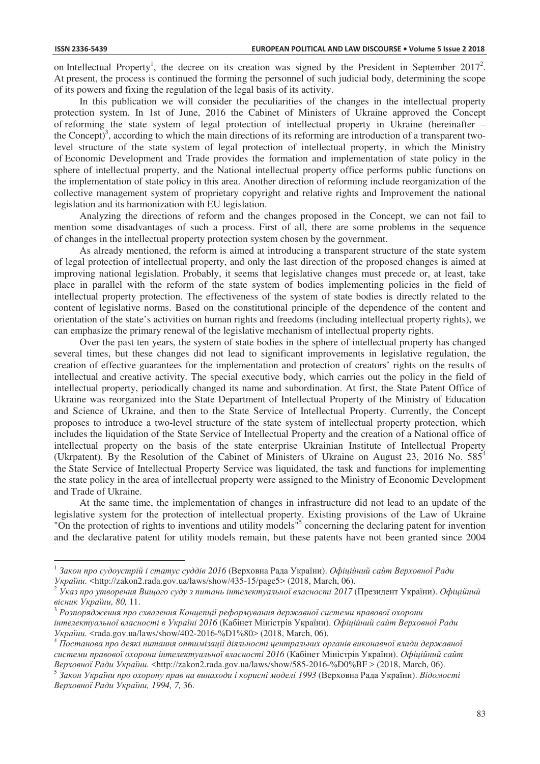on Intellectual Property[1], the decree on its creation was signed by the President in September 2017[2]. At present, the process is continued the forming the personnel of such judicial body, determining the scope of its powers and fixing the regulation of the legal basis of its activity.

In this publication we will consider the peculiarities of the changes in the intellectual property protection system. In 1st of June, 2016 the Cabinet of Ministers of Ukraine approved the Concept of reforming the state system of legal protection of intellectual property in Ukraine (hereinafter – the Concept)[3], according to which the main directions of its reforming are introduction of a transparent two-level structure of the state system of legal protection of intellectual property, in which the Ministry of Economic Development and Trade provides the formation and implementation of state policy in the sphere of intellectual property, and the National intellectual property office performs public functions on the implementation of state policy in this area. Another direction of reforming include reorganization of the collective management system of proprietary copyright and relative rights and Improvement the national legislation and its harmonization with EU legislation.

Analyzing the directions of reform and the changes proposed in the Concept, we can not fail to mention some disadvantages of such a process. First of all, there are some problems in the sequence of changes in the intellectual property protection system chosen by the government.

As already mentioned, the reform is aimed at introducing a transparent structure of the state system of legal protection of intellectual property, and only the last direction of the proposed changes is aimed at improving national legislation. Probably, it seems that legislative changes must precede or, at least, take place in parallel with the reform of the state system of bodies implementing policies in the field of intellectual property protection. The effectiveness of the system of state bodies is directly related to the content of legislative norms. Based on the constitutional principle of the dependence of the content and orientation of the state's activities on human rights and freedoms (including intellectual property rights), we can emphasize the primary renewal of the legislative mechanism of intellectual property rights.

Over the past ten years, the system of state bodies in the sphere of intellectual property has changed several times, but these changes did not lead to significant improvements in legislative regulation, the creation of effective guarantees for the implementation and protection of creators' rights on the results of intellectual and creative activity. The special executive body, which carries out the policy in the field of intellectual property, periodically changed its name and subordination. At first, the State Patent Office of Ukraine was reorganized into the State Department of Intellectual Property of the Ministry of Education and Science of Ukraine, and then to the State Service of Intellectual Property. Currently, the Concept proposes to introduce a two-level structure of the state system of intellectual property protection, which includes the liquidation of the State Service of Intellectual Property and the creation of a National office of intellectual property on the basis of the state enterprise Ukrainian Institute of Intellectual Property (Ukrpatent). By the Resolution of the Cabinet of Ministers of Ukraine on August 23, 2016 No. 585[4] the State Service of Intellectual Property Service was liquidated, the task and functions for implementing the state policy in the area of intellectual property were assigned to the Ministry of Economic Development and Trade of Ukraine.

At the same time, the implementation of changes in infrastructure did not lead to an update of the legislative system for the protection of intellectual property. Existing provisions of the Law of Ukraine "On the protection of rights to inventions and utility models"[5] concerning the declaring patent for invention and the declarative patent for utility models remain, but these patents have not been granted since 2004

---

[1] *Закон про судоустрій і статус суддів 2016* (Верховна Рада України). *Офіційний сайт Верховної Ради України.* <http://zakon2.rada.gov.ua/laws/show/435-15/page5> (2018, March, 06).

[2] *Указ про утворення Вищого суду з питань інтелектуальної власності 2017* (Президент України). *Офіційний вісник України, 80,* 11.

[3] *Розпорядження про схвалення Концепції реформування державної системи правової охорони інтелектуальної власності в Україні 2016* (Кабінет Міністрів України). *Офіційний сайт Верховної Ради України.* <rada.gov.ua/laws/show/402-2016-%D1%80> (2018, March, 06).

[4] *Постанова про деякі питання оптимізації діяльності центральних органів виконавчої влади державної системи правової охорони інтелектуальної власності 2016* (Кабінет Міністрів України). *Офіційний сайт Верховної Ради України.* <http://zakon2.rada.gov.ua/laws/show/585-2016-%D0%BF > (2018, March, 06).

[5] *Закон України про охорону прав на винаходи і корисні моделі 1993* (Верховна Рада України). *Відомості Верховної Ради України, 1994, 7,* 36.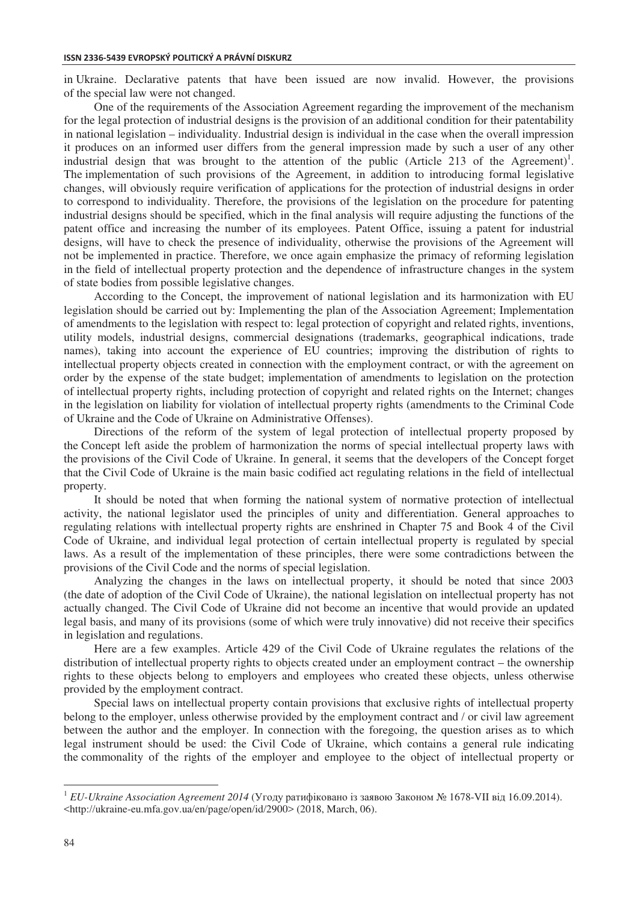in Ukraine. Declarative patents that have been issued are now invalid. However, the provisions of the special law were not changed.

One of the requirements of the Association Agreement regarding the improvement of the mechanism for the legal protection of industrial designs is the provision of an additional condition for their patentability in national legislation – individuality. Industrial design is individual in the case when the overall impression it produces on an informed user differs from the general impression made by such a user of any other industrial design that was brought to the attention of the public (Article 213 of the Agreement)[1]. The implementation of such provisions of the Agreement, in addition to introducing formal legislative changes, will obviously require verification of applications for the protection of industrial designs in order to correspond to individuality. Therefore, the provisions of the legislation on the procedure for patenting industrial designs should be specified, which in the final analysis will require adjusting the functions of the patent office and increasing the number of its employees. Patent Office, issuing a patent for industrial designs, will have to check the presence of individuality, otherwise the provisions of the Agreement will not be implemented in practice. Therefore, we once again emphasize the primacy of reforming legislation in the field of intellectual property protection and the dependence of infrastructure changes in the system of state bodies from possible legislative changes.

According to the Concept, the improvement of national legislation and its harmonization with EU legislation should be carried out by: Implementing the plan of the Association Agreement; Implementation of amendments to the legislation with respect to: legal protection of copyright and related rights, inventions, utility models, industrial designs, commercial designations (trademarks, geographical indications, trade names), taking into account the experience of EU countries; improving the distribution of rights to intellectual property objects created in connection with the employment contract, or with the agreement on order by the expense of the state budget; implementation of amendments to legislation on the protection of intellectual property rights, including protection of copyright and related rights on the Internet; changes in the legislation on liability for violation of intellectual property rights (amendments to the Criminal Code of Ukraine and the Code of Ukraine on Administrative Offenses).

Directions of the reform of the system of legal protection of intellectual property proposed by the Concept left aside the problem of harmonization the norms of special intellectual property laws with the provisions of the Civil Code of Ukraine. In general, it seems that the developers of the Concept forget that the Civil Code of Ukraine is the main basic codified act regulating relations in the field of intellectual property.

It should be noted that when forming the national system of normative protection of intellectual activity, the national legislator used the principles of unity and differentiation. General approaches to regulating relations with intellectual property rights are enshrined in Chapter 75 and Book 4 of the Civil Code of Ukraine, and individual legal protection of certain intellectual property is regulated by special laws. As a result of the implementation of these principles, there were some contradictions between the provisions of the Civil Code and the norms of special legislation.

Analyzing the changes in the laws on intellectual property, it should be noted that since 2003 (the date of adoption of the Civil Code of Ukraine), the national legislation on intellectual property has not actually changed. The Civil Code of Ukraine did not become an incentive that would provide an updated legal basis, and many of its provisions (some of which were truly innovative) did not receive their specifics in legislation and regulations.

Here are a few examples. Article 429 of the Civil Code of Ukraine regulates the relations of the distribution of intellectual property rights to objects created under an employment contract – the ownership rights to these objects belong to employers and employees who created these objects, unless otherwise provided by the employment contract.

Special laws on intellectual property contain provisions that exclusive rights of intellectual property belong to the employer, unless otherwise provided by the employment contract and / or civil law agreement between the author and the employer. In connection with the foregoing, the question arises as to which legal instrument should be used: the Civil Code of Ukraine, which contains a general rule indicating the commonality of the rights of the employer and employee to the object of intellectual property or

---

[1] *EU-Ukraine Association Agreement 2014* (Угоду ратифіковано із заявою Законом № 1678-VII від 16.09.2014). <http://ukraine-eu.mfa.gov.ua/en/page/open/id/2900> (2018, March, 06).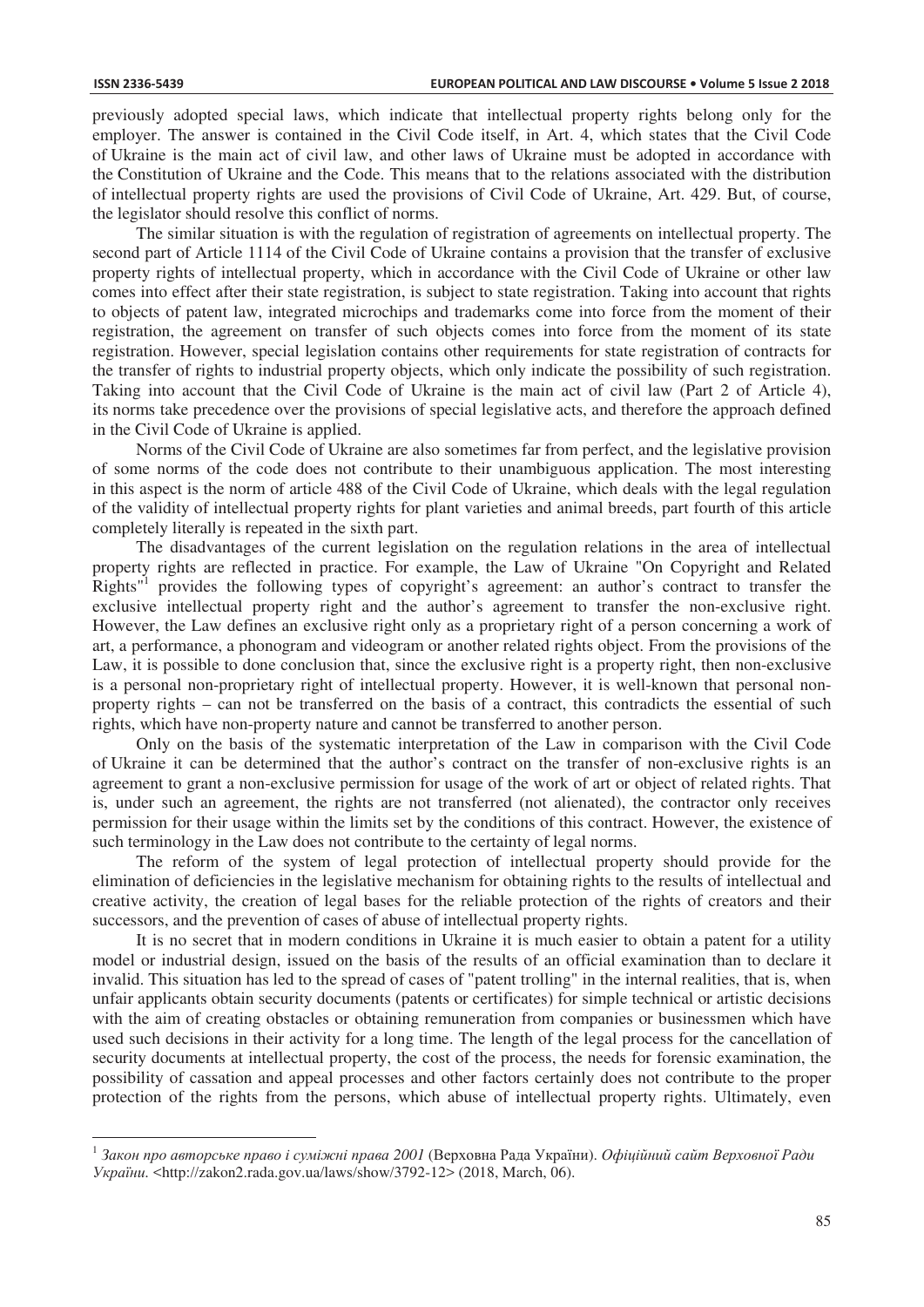previously adopted special laws, which indicate that intellectual property rights belong only for the employer. The answer is contained in the Civil Code itself, in Art. 4, which states that the Civil Code of Ukraine is the main act of civil law, and other laws of Ukraine must be adopted in accordance with the Constitution of Ukraine and the Code. This means that to the relations associated with the distribution of intellectual property rights are used the provisions of Civil Code of Ukraine, Art. 429. But, of course, the legislator should resolve this conflict of norms.

The similar situation is with the regulation of registration of agreements on intellectual property. The second part of Article 1114 of the Civil Code of Ukraine contains a provision that the transfer of exclusive property rights of intellectual property, which in accordance with the Civil Code of Ukraine or other law comes into effect after their state registration, is subject to state registration. Taking into account that rights to objects of patent law, integrated microchips and trademarks come into force from the moment of their registration, the agreement on transfer of such objects comes into force from the moment of its state registration. However, special legislation contains other requirements for state registration of contracts for the transfer of rights to industrial property objects, which only indicate the possibility of such registration. Taking into account that the Civil Code of Ukraine is the main act of civil law (Part 2 of Article 4), its norms take precedence over the provisions of special legislative acts, and therefore the approach defined in the Civil Code of Ukraine is applied.

Norms of the Civil Code of Ukraine are also sometimes far from perfect, and the legislative provision of some norms of the code does not contribute to their unambiguous application. The most interesting in this aspect is the norm of article 488 of the Civil Code of Ukraine, which deals with the legal regulation of the validity of intellectual property rights for plant varieties and animal breeds, part fourth of this article completely literally is repeated in the sixth part.

The disadvantages of the current legislation on the regulation relations in the area of intellectual property rights are reflected in practice. For example, the Law of Ukraine "On Copyright and Related Rights"[1] provides the following types of copyright's agreement: an author's contract to transfer the exclusive intellectual property right and the author's agreement to transfer the non-exclusive right. However, the Law defines an exclusive right only as a proprietary right of a person concerning a work of art, a performance, a phonogram and videogram or another related rights object. From the provisions of the Law, it is possible to done conclusion that, since the exclusive right is a property right, then non-exclusive is a personal non-proprietary right of intellectual property. However, it is well-known that personal non-property rights – can not be transferred on the basis of a contract, this contradicts the essential of such rights, which have non-property nature and cannot be transferred to another person.

Only on the basis of the systematic interpretation of the Law in comparison with the Civil Code of Ukraine it can be determined that the author's contract on the transfer of non-exclusive rights is an agreement to grant a non-exclusive permission for usage of the work of art or object of related rights. That is, under such an agreement, the rights are not transferred (not alienated), the contractor only receives permission for their usage within the limits set by the conditions of this contract. However, the existence of such terminology in the Law does not contribute to the certainty of legal norms.

The reform of the system of legal protection of intellectual property should provide for the elimination of deficiencies in the legislative mechanism for obtaining rights to the results of intellectual and creative activity, the creation of legal bases for the reliable protection of the rights of creators and their successors, and the prevention of cases of abuse of intellectual property rights.

It is no secret that in modern conditions in Ukraine it is much easier to obtain a patent for a utility model or industrial design, issued on the basis of the results of an official examination than to declare it invalid. This situation has led to the spread of cases of "patent trolling" in the internal realities, that is, when unfair applicants obtain security documents (patents or certificates) for simple technical or artistic decisions with the aim of creating obstacles or obtaining remuneration from companies or businessmen which have used such decisions in their activity for a long time. The length of the legal process for the cancellation of security documents at intellectual property, the cost of the process, the needs for forensic examination, the possibility of cassation and appeal processes and other factors certainly does not contribute to the proper protection of the rights from the persons, which abuse of intellectual property rights. Ultimately, even

---

[1] *Закон про авторське право і суміжні права 2001* (Верховна Рада України). *Офіційний сайт Верховної Ради України.* <http://zakon2.rada.gov.ua/laws/show/3792-12> (2018, March, 06).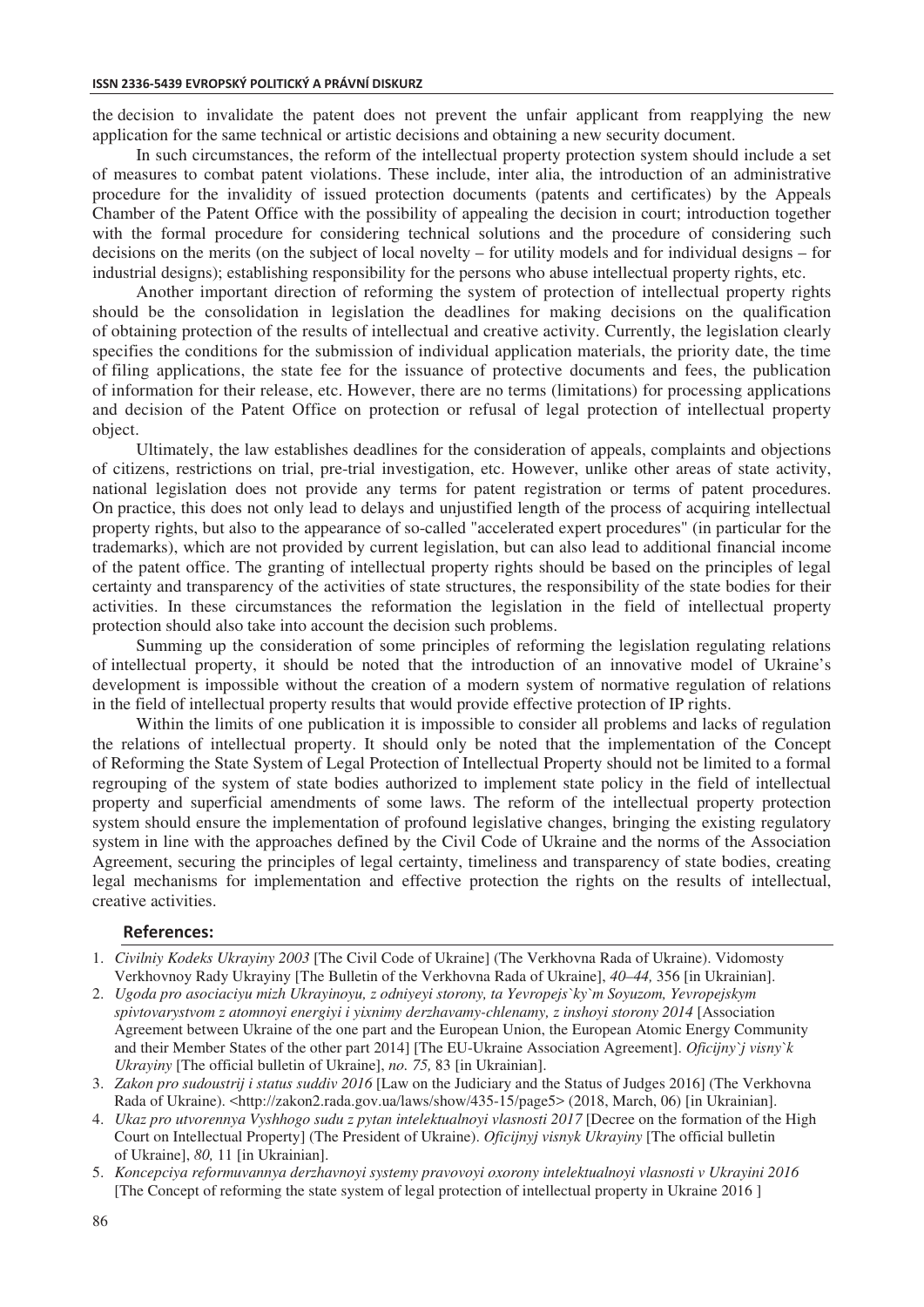the decision to invalidate the patent does not prevent the unfair applicant from reapplying the new application for the same technical or artistic decisions and obtaining a new security document.

In such circumstances, the reform of the intellectual property protection system should include a set of measures to combat patent violations. These include, inter alia, the introduction of an administrative procedure for the invalidity of issued protection documents (patents and certificates) by the Appeals Chamber of the Patent Office with the possibility of appealing the decision in court; introduction together with the formal procedure for considering technical solutions and the procedure of considering such decisions on the merits (on the subject of local novelty – for utility models and for individual designs – for industrial designs); establishing responsibility for the persons who abuse intellectual property rights, etc.

Another important direction of reforming the system of protection of intellectual property rights should be the consolidation in legislation the deadlines for making decisions on the qualification of obtaining protection of the results of intellectual and creative activity. Currently, the legislation clearly specifies the conditions for the submission of individual application materials, the priority date, the time of filing applications, the state fee for the issuance of protective documents and fees, the publication of information for their release, etc. However, there are no terms (limitations) for processing applications and decision of the Patent Office on protection or refusal of legal protection of intellectual property object.

Ultimately, the law establishes deadlines for the consideration of appeals, complaints and objections of citizens, restrictions on trial, pre-trial investigation, etc. However, unlike other areas of state activity, national legislation does not provide any terms for patent registration or terms of patent procedures. On practice, this does not only lead to delays and unjustified length of the process of acquiring intellectual property rights, but also to the appearance of so-called "accelerated expert procedures" (in particular for the trademarks), which are not provided by current legislation, but can also lead to additional financial income of the patent office. The granting of intellectual property rights should be based on the principles of legal certainty and transparency of the activities of state structures, the responsibility of the state bodies for their activities. In these circumstances the reformation the legislation in the field of intellectual property protection should also take into account the decision such problems.

Summing up the consideration of some principles of reforming the legislation regulating relations of intellectual property, it should be noted that the introduction of an innovative model of Ukraine's development is impossible without the creation of a modern system of normative regulation of relations in the field of intellectual property results that would provide effective protection of IP rights.

Within the limits of one publication it is impossible to consider all problems and lacks of regulation the relations of intellectual property. It should only be noted that the implementation of the Concept of Reforming the State System of Legal Protection of Intellectual Property should not be limited to a formal regrouping of the system of state bodies authorized to implement state policy in the field of intellectual property and superficial amendments of some laws. The reform of the intellectual property protection system should ensure the implementation of profound legislative changes, bringing the existing regulatory system in line with the approaches defined by the Civil Code of Ukraine and the norms of the Association Agreement, securing the principles of legal certainty, timeliness and transparency of state bodies, creating legal mechanisms for implementation and effective protection the rights on the results of intellectual, creative activities.

## References:

1. *Civilniy Kodeks Ukrayiny 2003* [The Civil Code of Ukraine] (The Verkhovna Rada of Ukraine). Vidomosty Verkhovnoy Rady Ukrayiny [The Bulletin of the Verkhovna Rada of Ukraine], *40–44,* 356 [in Ukrainian].
2. *Ugoda pro asociaciyu mizh Ukrayinoyu, z odniyeyi storony, ta Yevropejs`ky`m Soyuzom, Yevropejskym spivtovarystvom z atomnoyi energiyi i yixnimy derzhavamy-chlenamy, z inshoyi storony 2014* [Association Agreement between Ukraine of the one part and the European Union, the European Atomic Energy Community and their Member States of the other part 2014] [The EU-Ukraine Association Agreement]. *Oficijny`j visny`k Ukrayiny* [The official bulletin of Ukraine], *no. 75,* 83 [in Ukrainian].
3. *Zakon pro sudoustrij i status suddiv 2016* [Law on the Judiciary and the Status of Judges 2016] (The Verkhovna Rada of Ukraine). <http://zakon2.rada.gov.ua/laws/show/435-15/page5> (2018, March, 06) [in Ukrainian].
4. *Ukaz pro utvorennya Vyshhogo sudu z pytan intelektualnoyi vlasnosti 2017* [Decree on the formation of the High Court on Intellectual Property] (The President of Ukraine). *Oficijnyj visnyk Ukrayiny* [The official bulletin of Ukraine], *80,* 11 [in Ukrainian].
5. *Koncepciya reformuvannya derzhavnoyi systemy pravovoyi oxorony intelektualnoyi vlasnosti v Ukrayini 2016* [The Concept of reforming the state system of legal protection of intellectual property in Ukraine 2016 ]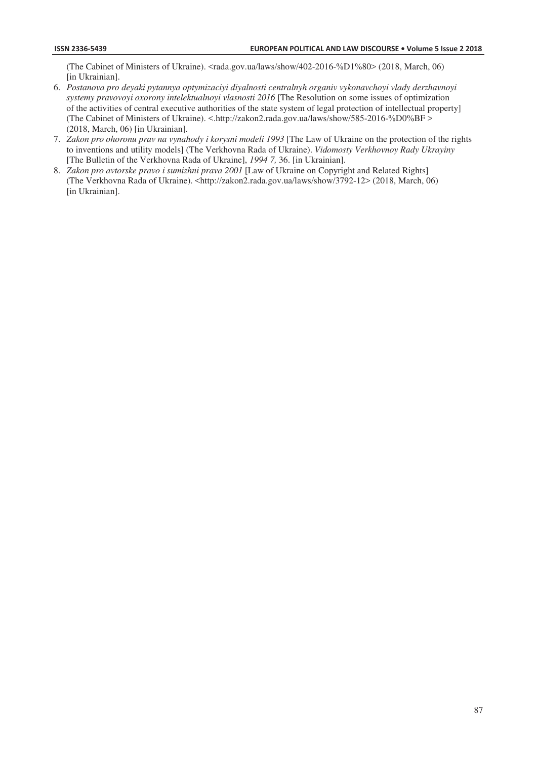(The Cabinet of Ministers of Ukraine). <rada.gov.ua/laws/show/402-2016-%D1%80> (2018, March, 06) [in Ukrainian].

6. *Postanova pro deyaki pytannya optymizaciyi diyalnosti centralnyh organiv vykonavchoyi vlady derzhavnoyi systemy pravovoyi oxorony intelektualnoyi vlasnosti 2016* [The Resolution on some issues of optimization of the activities of central executive authorities of the state system of legal protection of intellectual property] (The Cabinet of Ministers of Ukraine). <.http://zakon2.rada.gov.ua/laws/show/585-2016-%D0%BF > (2018, March, 06) [in Ukrainian].
7. *Zakon pro ohoronu prav na vynahody i korysni modeli 1993* [The Law of Ukraine on the protection of the rights to inventions and utility models] (The Verkhovna Rada of Ukraine). *Vidomosty Verkhovnoy Rady Ukrayiny* [The Bulletin of the Verkhovna Rada of Ukraine], *1994 7,* 36. [in Ukrainian].
8. *Zakon pro avtorske pravo i sumizhni prava 2001* [Law of Ukraine on Copyright and Related Rights] (The Verkhovna Rada of Ukraine). <http://zakon2.rada.gov.ua/laws/show/3792-12> (2018, March, 06) [in Ukrainian].